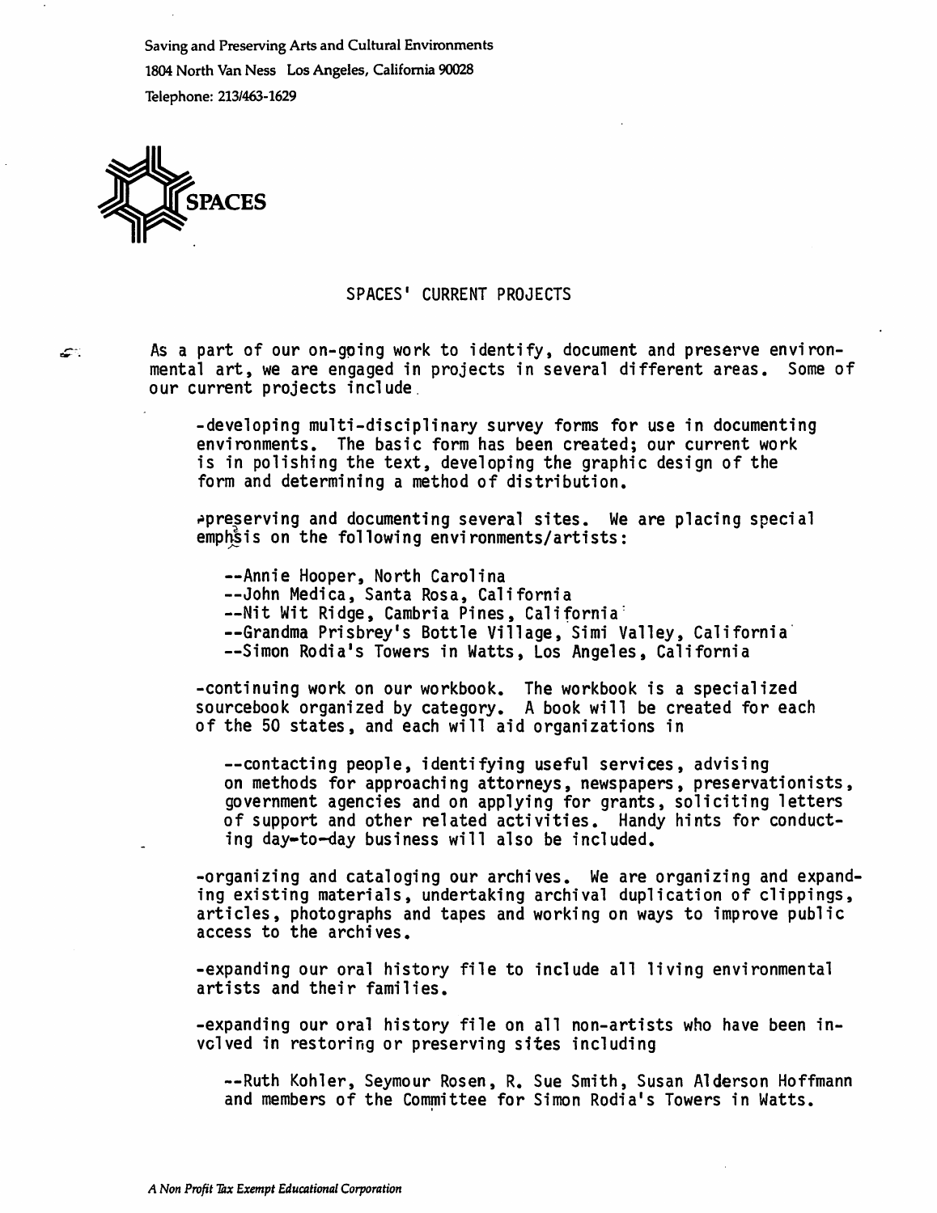Saving and Preserving Arts and Cultural Environments
1804 North Van Ness Los Angeles, California 90028
Telephone: 213/463-1629

SPACES

## SPACES' CURRENT PROJECTS

As a part of our on-going work to identify, document and preserve environmental art, we are engaged in projects in several different areas. Some of our current projects include.

-developing multi-disciplinary survey forms for use in documenting environments. The basic form has been created; our current work is in polishing the text, developing the graphic design of the form and determining a method of distribution.

-preserving and documenting several sites. We are placing special emphasis on the following environments/artists:

- --Annie Hooper, North Carolina
- --John Medica, Santa Rosa, California
- --Nit Wit Ridge, Cambria Pines, California
- --Grandma Prisbrey's Bottle Village, Simi Valley, California
- --Simon Rodia's Towers in Watts, Los Angeles, California

-continuing work on our workbook. The workbook is a specialized sourcebook organized by category. A book will be created for each of the 50 states, and each will aid organizations in

--contacting people, identifying useful services, advising on methods for approaching attorneys, newspapers, preservationists, government agencies and on applying for grants, soliciting letters of support and other related activities. Handy hints for conducting day-to-day business will also be included.

-organizing and cataloging our archives. We are organizing and expanding existing materials, undertaking archival duplication of clippings, articles, photographs and tapes and working on ways to improve public access to the archives.

-expanding our oral history file to include all living environmental artists and their families.

-expanding our oral history file on all non-artists who have been involved in restoring or preserving sites including

--Ruth Kohler, Seymour Rosen, R. Sue Smith, Susan Alderson Hoffmann and members of the Committee for Simon Rodia's Towers in Watts.

*A Non Profit Tax Exempt Educational Corporation*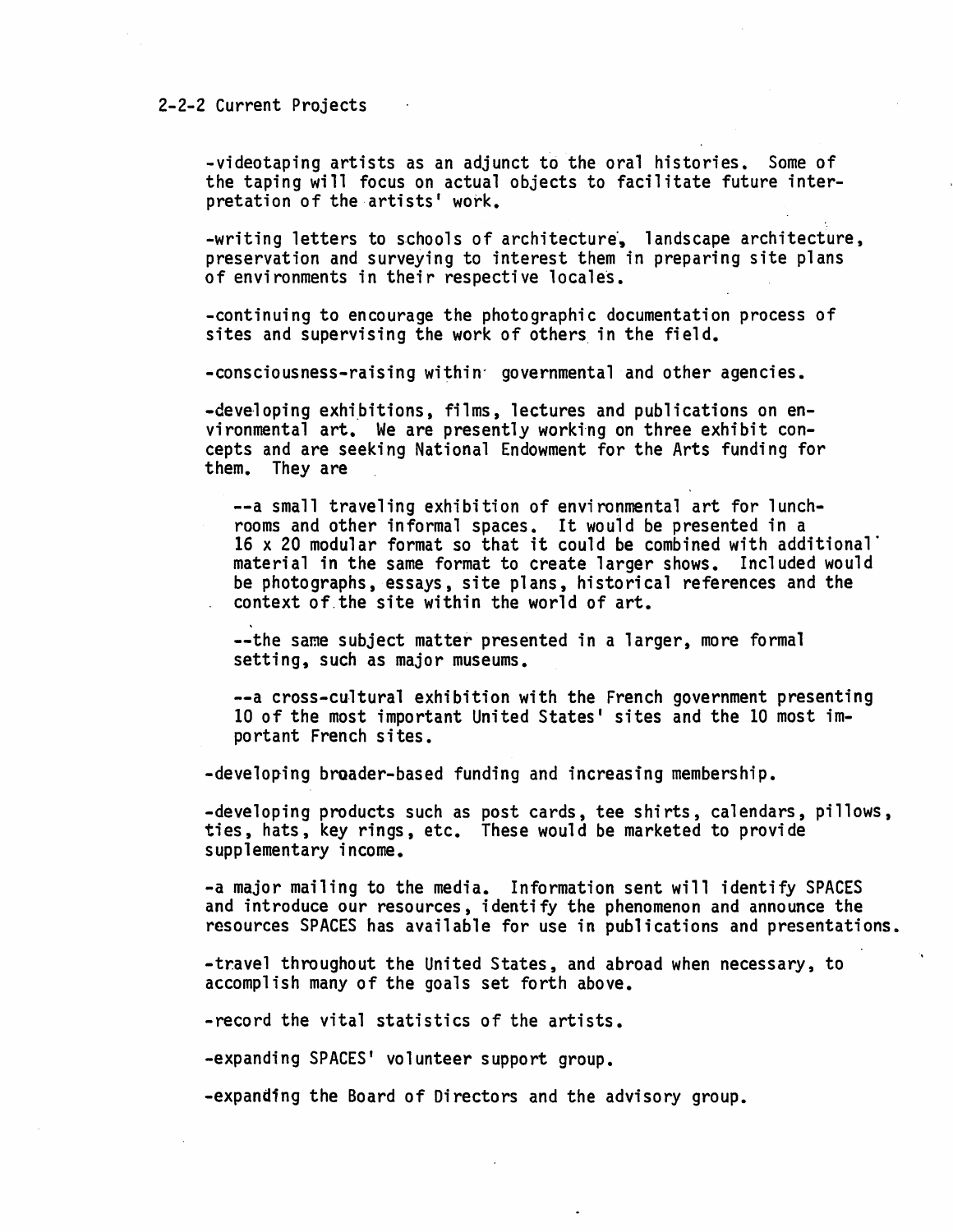## 2-2-2 Current Projects

-videotaping artists as an adjunct to the oral histories. Some of the taping will focus on actual objects to facilitate future interpretation of the artists' work.

-writing letters to schools of architecture, landscape architecture, preservation and surveying to interest them in preparing site plans of environments in their respective locales.

-continuing to encourage the photographic documentation process of sites and supervising the work of others in the field.

-consciousness-raising within governmental and other agencies.

-developing exhibitions, films, lectures and publications on environmental art. We are presently working on three exhibit concepts and are seeking National Endowment for the Arts funding for them. They are

--a small traveling exhibition of environmental art for lunchrooms and other informal spaces. It would be presented in a 16 x 20 modular format so that it could be combined with additional material in the same format to create larger shows. Included would be photographs, essays, site plans, historical references and the context of the site within the world of art.

--the same subject matter presented in a larger, more formal setting, such as major museums.

--a cross-cultural exhibition with the French government presenting 10 of the most important United States' sites and the 10 most important French sites.

-developing broader-based funding and increasing membership.

-developing products such as post cards, tee shirts, calendars, pillows, ties, hats, key rings, etc. These would be marketed to provide supplementary income.

-a major mailing to the media. Information sent will identify SPACES and introduce our resources, identify the phenomenon and announce the resources SPACES has available for use in publications and presentations.

-travel throughout the United States, and abroad when necessary, to accomplish many of the goals set forth above.

-record the vital statistics of the artists.

-expanding SPACES' volunteer support group.

-expanding the Board of Directors and the advisory group.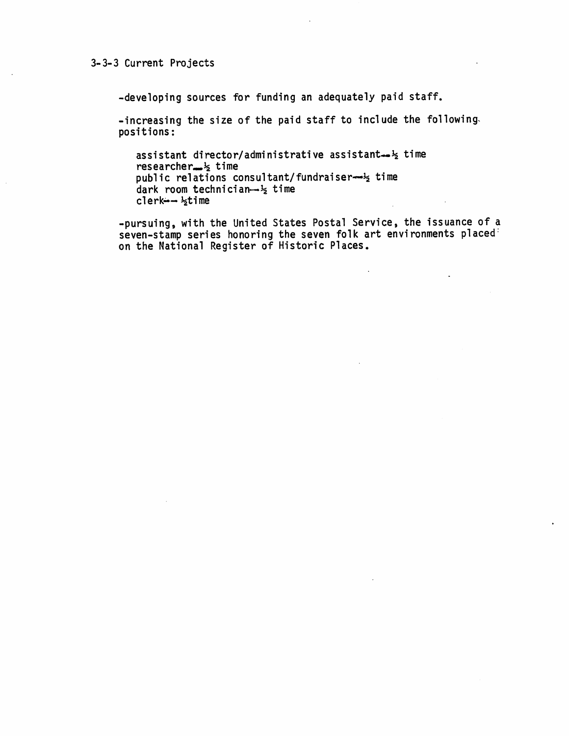### 3-3-3 Current Projects

-developing sources for funding an adequately paid staff.

-increasing the size of the paid staff to include the following positions:

assistant director/administrative assistant--½ time
researcher--½ time
public relations consultant/fundraiser--½ time
dark room technician--½ time
clerk-- ½time

-pursuing, with the United States Postal Service, the issuance of a seven-stamp series honoring the seven folk art environments placed on the National Register of Historic Places.